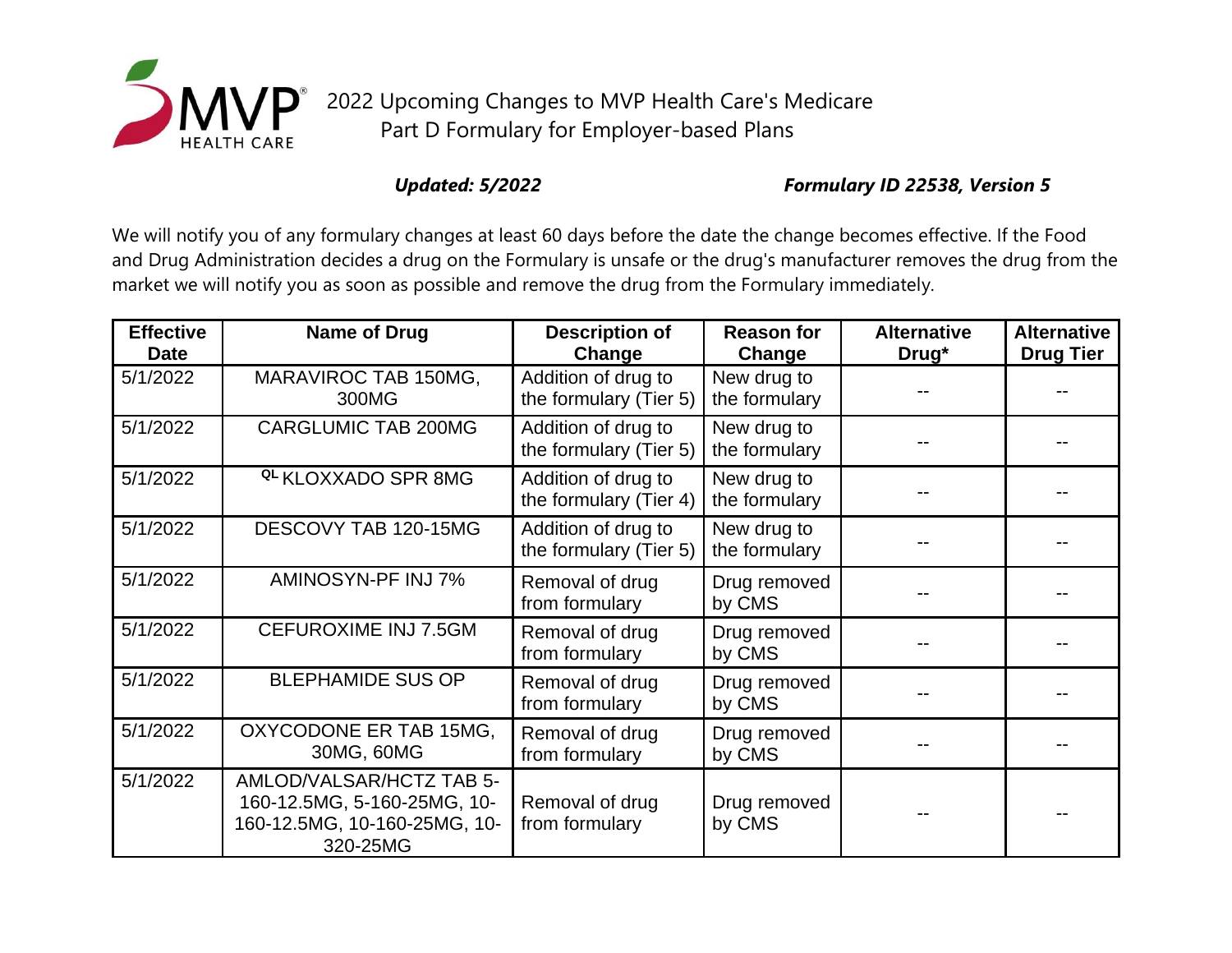# 2022 Upcoming Changes to MVP Health Care's Medicare Part D Formulary for Employer-based Plans

***Updated: 5/2022*** ***Formulary ID 22538, Version 5***

We will notify you of any formulary changes at least 60 days before the date the change becomes effective. If the Food and Drug Administration decides a drug on the Formulary is unsafe or the drug's manufacturer removes the drug from the market we will notify you as soon as possible and remove the drug from the Formulary immediately.

| Effective Date | Name of Drug | Description of Change | Reason for Change | Alternative Drug* | Alternative Drug Tier |
|---|---|---|---|---|---|
| 5/1/2022 | MARAVIROC TAB 150MG, 300MG | Addition of drug to the formulary (Tier 5) | New drug to the formulary | -- | -- |
| 5/1/2022 | CARGLUMIC TAB 200MG | Addition of drug to the formulary (Tier 5) | New drug to the formulary | -- | -- |
| 5/1/2022 | QL KLOXXADO SPR 8MG | Addition of drug to the formulary (Tier 4) | New drug to the formulary | -- | -- |
| 5/1/2022 | DESCOVY TAB 120-15MG | Addition of drug to the formulary (Tier 5) | New drug to the formulary | -- | -- |
| 5/1/2022 | AMINOSYN-PF INJ 7% | Removal of drug from formulary | Drug removed by CMS | -- | -- |
| 5/1/2022 | CEFUROXIME INJ 7.5GM | Removal of drug from formulary | Drug removed by CMS | -- | -- |
| 5/1/2022 | BLEPHAMIDE SUS OP | Removal of drug from formulary | Drug removed by CMS | -- | -- |
| 5/1/2022 | OXYCODONE ER TAB 15MG, 30MG, 60MG | Removal of drug from formulary | Drug removed by CMS | -- | -- |
| 5/1/2022 | AMLOD/VALSAR/HCTZ TAB 5-160-12.5MG, 5-160-25MG, 10-160-12.5MG, 10-160-25MG, 10-320-25MG | Removal of drug from formulary | Drug removed by CMS | -- | -- |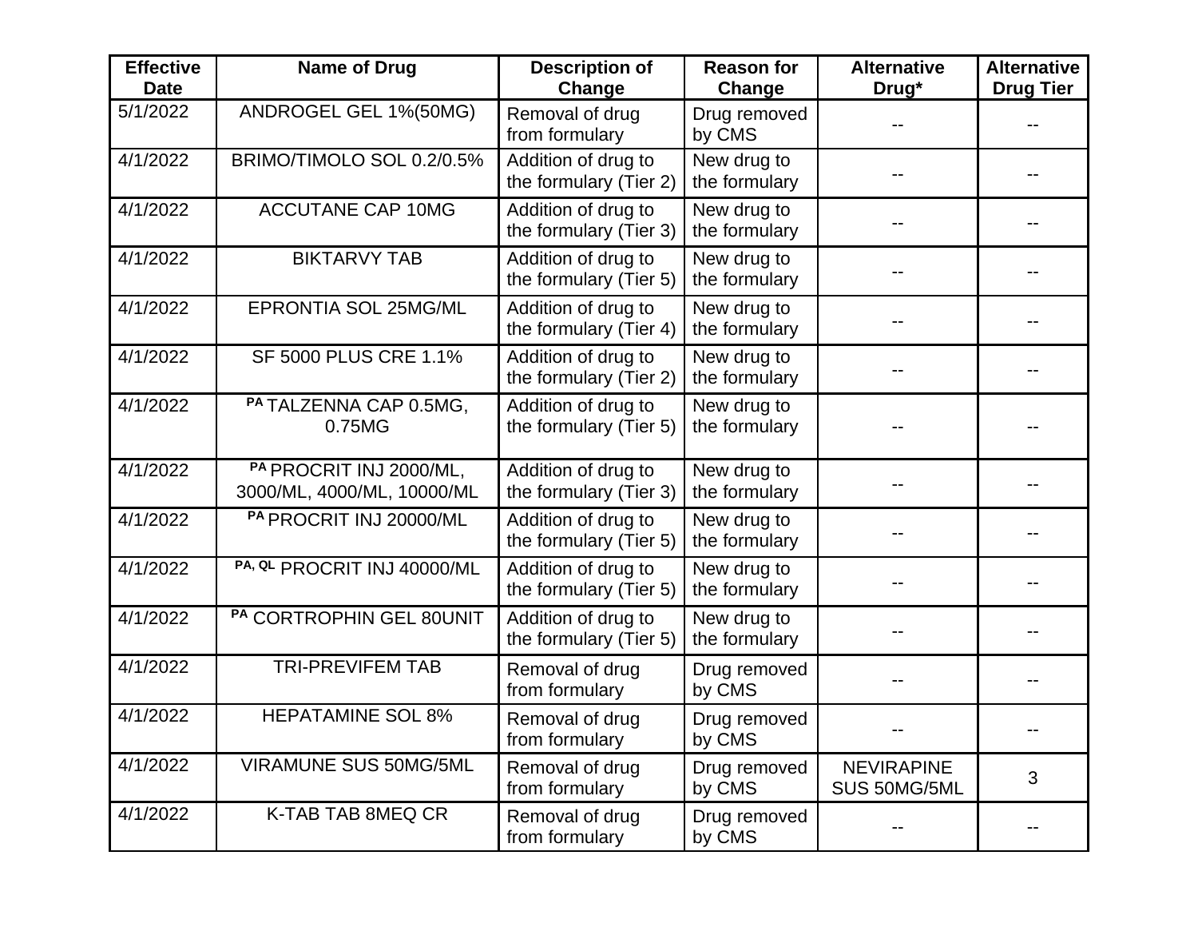| Effective Date | Name of Drug | Description of Change | Reason for Change | Alternative Drug* | Alternative Drug Tier |
|---|---|---|---|---|---|
| 5/1/2022 | ANDROGEL GEL 1%(50MG) | Removal of drug from formulary | Drug removed by CMS | -- | -- |
| 4/1/2022 | BRIMO/TIMOLO SOL 0.2/0.5% | Addition of drug to the formulary (Tier 2) | New drug to the formulary | -- | -- |
| 4/1/2022 | ACCUTANE CAP 10MG | Addition of drug to the formulary (Tier 3) | New drug to the formulary | -- | -- |
| 4/1/2022 | BIKTARVY TAB | Addition of drug to the formulary (Tier 5) | New drug to the formulary | -- | -- |
| 4/1/2022 | EPRONTIA SOL 25MG/ML | Addition of drug to the formulary (Tier 4) | New drug to the formulary | -- | -- |
| 4/1/2022 | SF 5000 PLUS CRE 1.1% | Addition of drug to the formulary (Tier 2) | New drug to the formulary | -- | -- |
| 4/1/2022 | [PA] TALZENNA CAP 0.5MG, 0.75MG | Addition of drug to the formulary (Tier 5) | New drug to the formulary | -- | -- |
| 4/1/2022 | [PA] PROCRIT INJ 2000/ML, 3000/ML, 4000/ML, 10000/ML | Addition of drug to the formulary (Tier 3) | New drug to the formulary | -- | -- |
| 4/1/2022 | [PA] PROCRIT INJ 20000/ML | Addition of drug to the formulary (Tier 5) | New drug to the formulary | -- | -- |
| 4/1/2022 | [PA, QL] PROCRIT INJ 40000/ML | Addition of drug to the formulary (Tier 5) | New drug to the formulary | -- | -- |
| 4/1/2022 | [PA] CORTROPHIN GEL 80UNIT | Addition of drug to the formulary (Tier 5) | New drug to the formulary | -- | -- |
| 4/1/2022 | TRI-PREVIFEM TAB | Removal of drug from formulary | Drug removed by CMS | -- | -- |
| 4/1/2022 | HEPATAMINE SOL 8% | Removal of drug from formulary | Drug removed by CMS | -- | -- |
| 4/1/2022 | VIRAMUNE SUS 50MG/5ML | Removal of drug from formulary | Drug removed by CMS | NEVIRAPINE SUS 50MG/5ML | 3 |
| 4/1/2022 | K-TAB TAB 8MEQ CR | Removal of drug from formulary | Drug removed by CMS | -- | -- |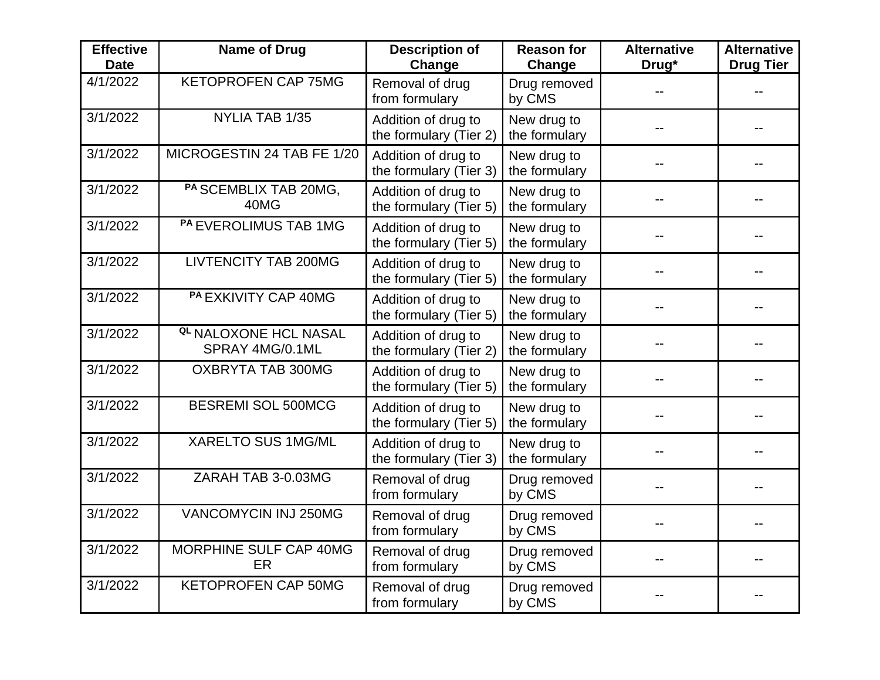| Effective Date | Name of Drug | Description of Change | Reason for Change | Alternative Drug* | Alternative Drug Tier |
|---|---|---|---|---|---|
| 4/1/2022 | KETOPROFEN CAP 75MG | Removal of drug from formulary | Drug removed by CMS | -- | -- |
| 3/1/2022 | NYLIA TAB 1/35 | Addition of drug to the formulary (Tier 2) | New drug to the formulary | -- | -- |
| 3/1/2022 | MICROGESTIN 24 TAB FE 1/20 | Addition of drug to the formulary (Tier 3) | New drug to the formulary | -- | -- |
| 3/1/2022 | [PA] SCEMBLIX TAB 20MG, 40MG | Addition of drug to the formulary (Tier 5) | New drug to the formulary | -- | -- |
| 3/1/2022 | [PA] EVEROLIMUS TAB 1MG | Addition of drug to the formulary (Tier 5) | New drug to the formulary | -- | -- |
| 3/1/2022 | LIVTENCITY TAB 200MG | Addition of drug to the formulary (Tier 5) | New drug to the formulary | -- | -- |
| 3/1/2022 | [PA] EXKIVITY CAP 40MG | Addition of drug to the formulary (Tier 5) | New drug to the formulary | -- | -- |
| 3/1/2022 | [QL] NALOXONE HCL NASAL SPRAY 4MG/0.1ML | Addition of drug to the formulary (Tier 2) | New drug to the formulary | -- | -- |
| 3/1/2022 | OXBRYTA TAB 300MG | Addition of drug to the formulary (Tier 5) | New drug to the formulary | -- | -- |
| 3/1/2022 | BESREMI SOL 500MCG | Addition of drug to the formulary (Tier 5) | New drug to the formulary | -- | -- |
| 3/1/2022 | XARELTO SUS 1MG/ML | Addition of drug to the formulary (Tier 3) | New drug to the formulary | -- | -- |
| 3/1/2022 | ZARAH TAB 3-0.03MG | Removal of drug from formulary | Drug removed by CMS | -- | -- |
| 3/1/2022 | VANCOMYCIN INJ 250MG | Removal of drug from formulary | Drug removed by CMS | -- | -- |
| 3/1/2022 | MORPHINE SULF CAP 40MG ER | Removal of drug from formulary | Drug removed by CMS | -- | -- |
| 3/1/2022 | KETOPROFEN CAP 50MG | Removal of drug from formulary | Drug removed by CMS | -- | -- |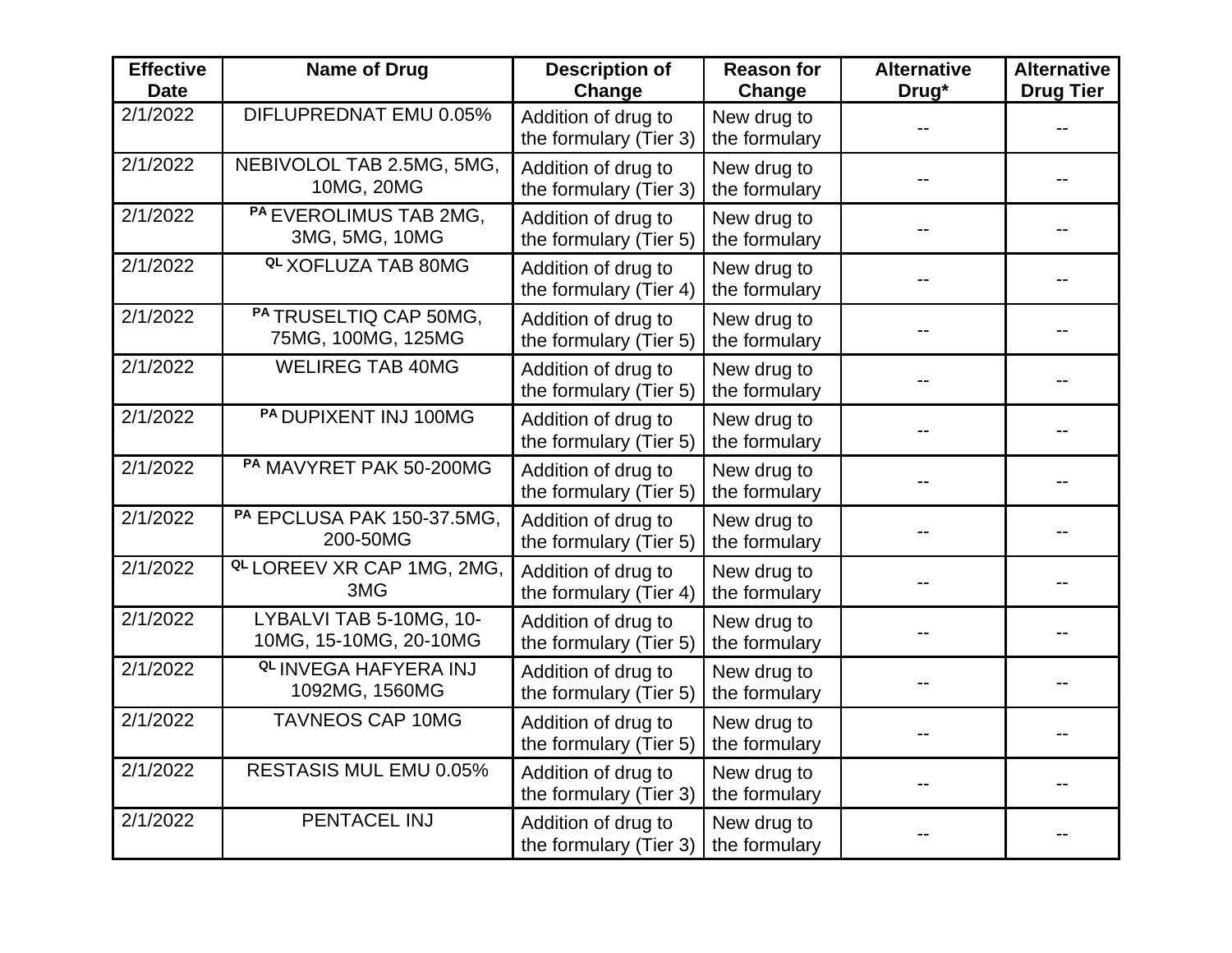| Effective Date | Name of Drug | Description of Change | Reason for Change | Alternative Drug* | Alternative Drug Tier |
|---|---|---|---|---|---|
| 2/1/2022 | DIFLUPREDNAT EMU 0.05% | Addition of drug to the formulary (Tier 3) | New drug to the formulary | -- | -- |
| 2/1/2022 | NEBIVOLOL TAB 2.5MG, 5MG, 10MG, 20MG | Addition of drug to the formulary (Tier 3) | New drug to the formulary | -- | -- |
| 2/1/2022 | PA EVEROLIMUS TAB 2MG, 3MG, 5MG, 10MG | Addition of drug to the formulary (Tier 5) | New drug to the formulary | -- | -- |
| 2/1/2022 | QL XOFLUZA TAB 80MG | Addition of drug to the formulary (Tier 4) | New drug to the formulary | -- | -- |
| 2/1/2022 | PA TRUSELTIQ CAP 50MG, 75MG, 100MG, 125MG | Addition of drug to the formulary (Tier 5) | New drug to the formulary | -- | -- |
| 2/1/2022 | WELIREG TAB 40MG | Addition of drug to the formulary (Tier 5) | New drug to the formulary | -- | -- |
| 2/1/2022 | PA DUPIXENT INJ 100MG | Addition of drug to the formulary (Tier 5) | New drug to the formulary | -- | -- |
| 2/1/2022 | PA MAVYRET PAK 50-200MG | Addition of drug to the formulary (Tier 5) | New drug to the formulary | -- | -- |
| 2/1/2022 | PA EPCLUSA PAK 150-37.5MG, 200-50MG | Addition of drug to the formulary (Tier 5) | New drug to the formulary | -- | -- |
| 2/1/2022 | QL LOREEV XR CAP 1MG, 2MG, 3MG | Addition of drug to the formulary (Tier 4) | New drug to the formulary | -- | -- |
| 2/1/2022 | LYBALVI TAB 5-10MG, 10-10MG, 15-10MG, 20-10MG | Addition of drug to the formulary (Tier 5) | New drug to the formulary | -- | -- |
| 2/1/2022 | QL INVEGA HAFYERA INJ 1092MG, 1560MG | Addition of drug to the formulary (Tier 5) | New drug to the formulary | -- | -- |
| 2/1/2022 | TAVNEOS CAP 10MG | Addition of drug to the formulary (Tier 5) | New drug to the formulary | -- | -- |
| 2/1/2022 | RESTASIS MUL EMU 0.05% | Addition of drug to the formulary (Tier 3) | New drug to the formulary | -- | -- |
| 2/1/2022 | PENTACEL INJ | Addition of drug to the formulary (Tier 3) | New drug to the formulary | -- | -- |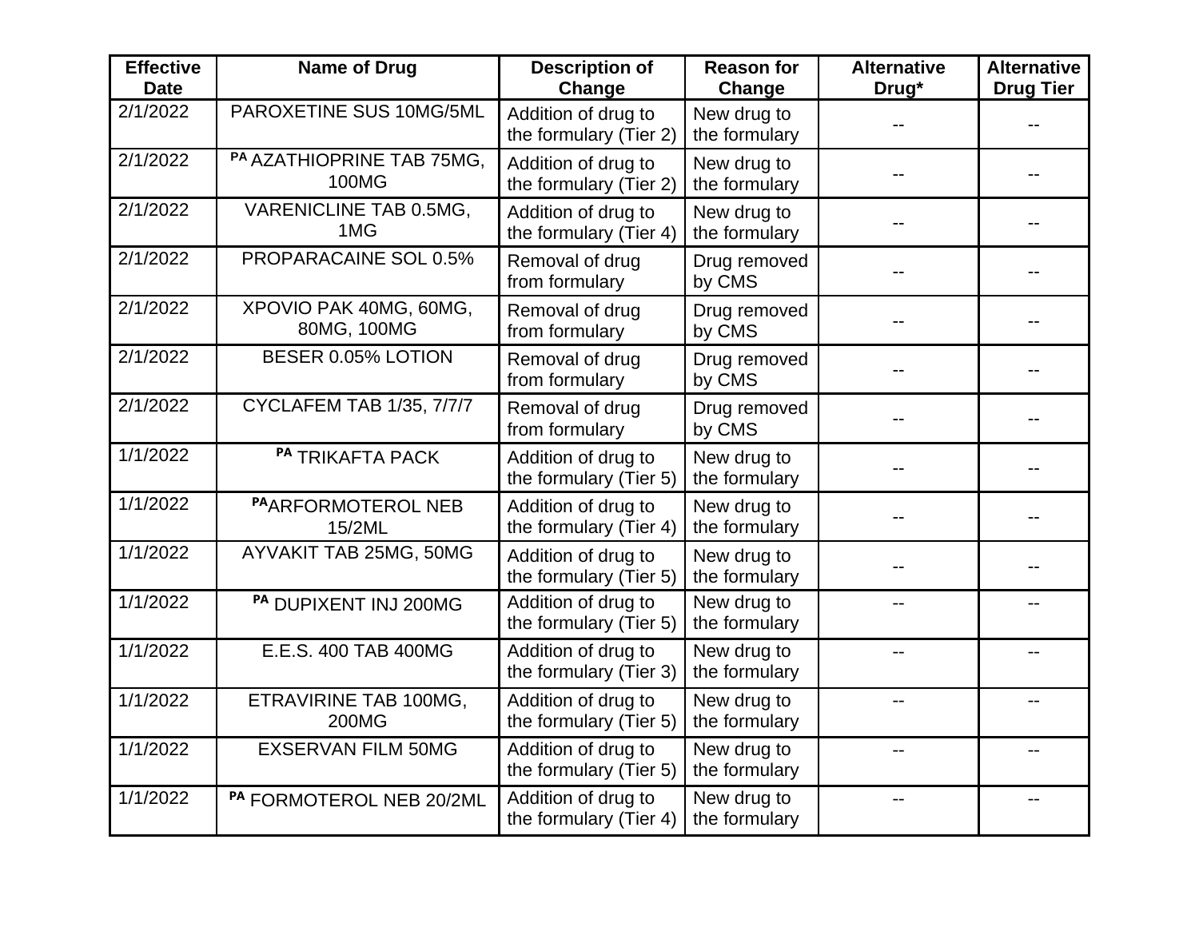| Effective Date | Name of Drug | Description of Change | Reason for Change | Alternative Drug* | Alternative Drug Tier |
|---|---|---|---|---|---|
| 2/1/2022 | PAROXETINE SUS 10MG/5ML | Addition of drug to the formulary (Tier 2) | New drug to the formulary | -- | -- |
| 2/1/2022 | PA AZATHIOPRINE TAB 75MG, 100MG | Addition of drug to the formulary (Tier 2) | New drug to the formulary | -- | -- |
| 2/1/2022 | VARENICLINE TAB 0.5MG, 1MG | Addition of drug to the formulary (Tier 4) | New drug to the formulary | -- | -- |
| 2/1/2022 | PROPARACAINE SOL 0.5% | Removal of drug from formulary | Drug removed by CMS | -- | -- |
| 2/1/2022 | XPOVIO PAK 40MG, 60MG, 80MG, 100MG | Removal of drug from formulary | Drug removed by CMS | -- | -- |
| 2/1/2022 | BESER 0.05% LOTION | Removal of drug from formulary | Drug removed by CMS | -- | -- |
| 2/1/2022 | CYCLAFEM TAB 1/35, 7/7/7 | Removal of drug from formulary | Drug removed by CMS | -- | -- |
| 1/1/2022 | PA TRIKAFTA PACK | Addition of drug to the formulary (Tier 5) | New drug to the formulary | -- | -- |
| 1/1/2022 | PA ARFORMOTEROL NEB 15/2ML | Addition of drug to the formulary (Tier 4) | New drug to the formulary | -- | -- |
| 1/1/2022 | AYVAKIT TAB 25MG, 50MG | Addition of drug to the formulary (Tier 5) | New drug to the formulary | -- | -- |
| 1/1/2022 | PA DUPIXENT INJ 200MG | Addition of drug to the formulary (Tier 5) | New drug to the formulary | -- | -- |
| 1/1/2022 | E.E.S. 400 TAB 400MG | Addition of drug to the formulary (Tier 3) | New drug to the formulary | -- | -- |
| 1/1/2022 | ETRAVIRINE TAB 100MG, 200MG | Addition of drug to the formulary (Tier 5) | New drug to the formulary | -- | -- |
| 1/1/2022 | EXSERVAN FILM 50MG | Addition of drug to the formulary (Tier 5) | New drug to the formulary | -- | -- |
| 1/1/2022 | PA FORMOTEROL NEB 20/2ML | Addition of drug to the formulary (Tier 4) | New drug to the formulary | -- | -- |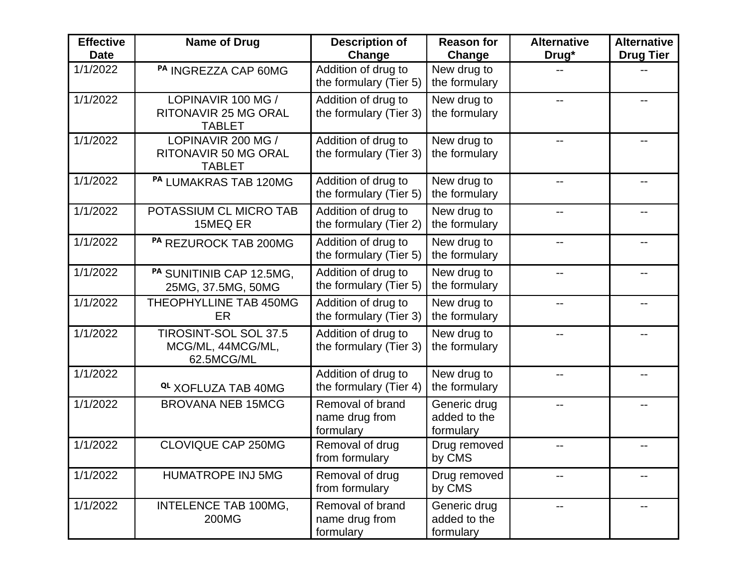| Effective Date | Name of Drug | Description of Change | Reason for Change | Alternative Drug* | Alternative Drug Tier |
| --- | --- | --- | --- | --- | --- |
| 1/1/2022 | PA INGREZZA CAP 60MG | Addition of drug to the formulary (Tier 5) | New drug to the formulary | -- | -- |
| 1/1/2022 | LOPINAVIR 100 MG / RITONAVIR 25 MG ORAL TABLET | Addition of drug to the formulary (Tier 3) | New drug to the formulary | -- | -- |
| 1/1/2022 | LOPINAVIR 200 MG / RITONAVIR 50 MG ORAL TABLET | Addition of drug to the formulary (Tier 3) | New drug to the formulary | -- | -- |
| 1/1/2022 | PA LUMAKRAS TAB 120MG | Addition of drug to the formulary (Tier 5) | New drug to the formulary | -- | -- |
| 1/1/2022 | POTASSIUM CL MICRO TAB 15MEQ ER | Addition of drug to the formulary (Tier 2) | New drug to the formulary | -- | -- |
| 1/1/2022 | PA REZUROCK TAB 200MG | Addition of drug to the formulary (Tier 5) | New drug to the formulary | -- | -- |
| 1/1/2022 | PA SUNITINIB CAP 12.5MG, 25MG, 37.5MG, 50MG | Addition of drug to the formulary (Tier 5) | New drug to the formulary | -- | -- |
| 1/1/2022 | THEOPHYLLINE TAB 450MG ER | Addition of drug to the formulary (Tier 3) | New drug to the formulary | -- | -- |
| 1/1/2022 | TIROSINT-SOL SOL 37.5 MCG/ML, 44MCG/ML, 62.5MCG/ML | Addition of drug to the formulary (Tier 3) | New drug to the formulary | -- | -- |
| 1/1/2022 | QL XOFLUZA TAB 40MG | Addition of drug to the formulary (Tier 4) | New drug to the formulary | -- | -- |
| 1/1/2022 | BROVANA NEB 15MCG | Removal of brand name drug from formulary | Generic drug added to the formulary | -- | -- |
| 1/1/2022 | CLOVIQUE CAP 250MG | Removal of drug from formulary | Drug removed by CMS | -- | -- |
| 1/1/2022 | HUMATROPE INJ 5MG | Removal of drug from formulary | Drug removed by CMS | -- | -- |
| 1/1/2022 | INTELENCE TAB 100MG, 200MG | Removal of brand name drug from formulary | Generic drug added to the formulary | -- | -- |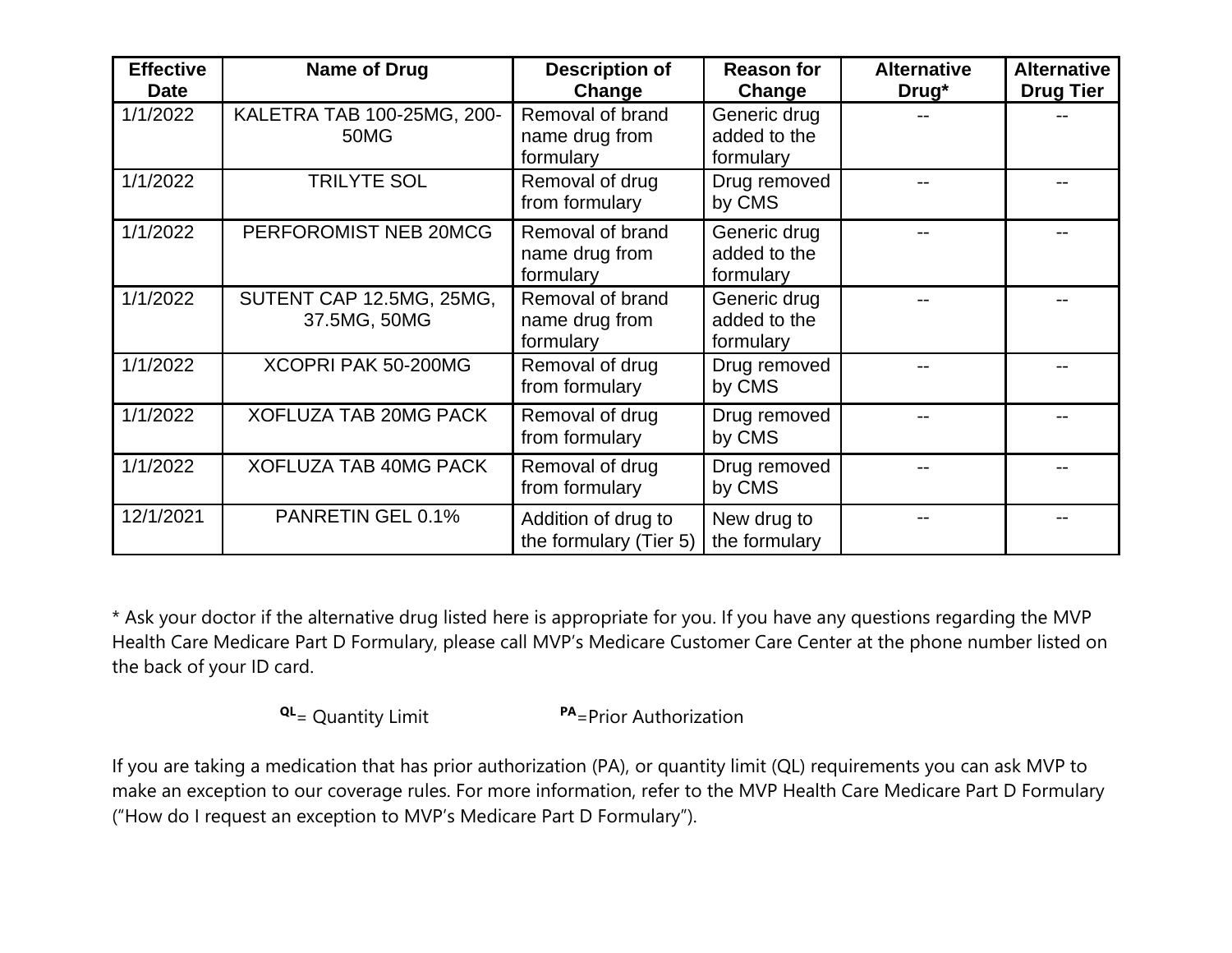| Effective Date | Name of Drug | Description of Change | Reason for Change | Alternative Drug* | Alternative Drug Tier |
|---|---|---|---|---|---|
| 1/1/2022 | KALETRA TAB 100-25MG, 200-50MG | Removal of brand name drug from formulary | Generic drug added to the formulary | -- | -- |
| 1/1/2022 | TRILYTE SOL | Removal of drug from formulary | Drug removed by CMS | -- | -- |
| 1/1/2022 | PERFOROMIST NEB 20MCG | Removal of brand name drug from formulary | Generic drug added to the formulary | -- | -- |
| 1/1/2022 | SUTENT CAP 12.5MG, 25MG, 37.5MG, 50MG | Removal of brand name drug from formulary | Generic drug added to the formulary | -- | -- |
| 1/1/2022 | XCOPRI PAK 50-200MG | Removal of drug from formulary | Drug removed by CMS | -- | -- |
| 1/1/2022 | XOFLUZA TAB 20MG PACK | Removal of drug from formulary | Drug removed by CMS | -- | -- |
| 1/1/2022 | XOFLUZA TAB 40MG PACK | Removal of drug from formulary | Drug removed by CMS | -- | -- |
| 12/1/2021 | PANRETIN GEL 0.1% | Addition of drug to the formulary (Tier 5) | New drug to the formulary | -- | -- |

* Ask your doctor if the alternative drug listed here is appropriate for you. If you have any questions regarding the MVP Health Care Medicare Part D Formulary, please call MVP's Medicare Customer Care Center at the phone number listed on the back of your ID card.

QL= Quantity Limit PA=Prior Authorization

If you are taking a medication that has prior authorization (PA), or quantity limit (QL) requirements you can ask MVP to make an exception to our coverage rules. For more information, refer to the MVP Health Care Medicare Part D Formulary ("How do I request an exception to MVP's Medicare Part D Formulary").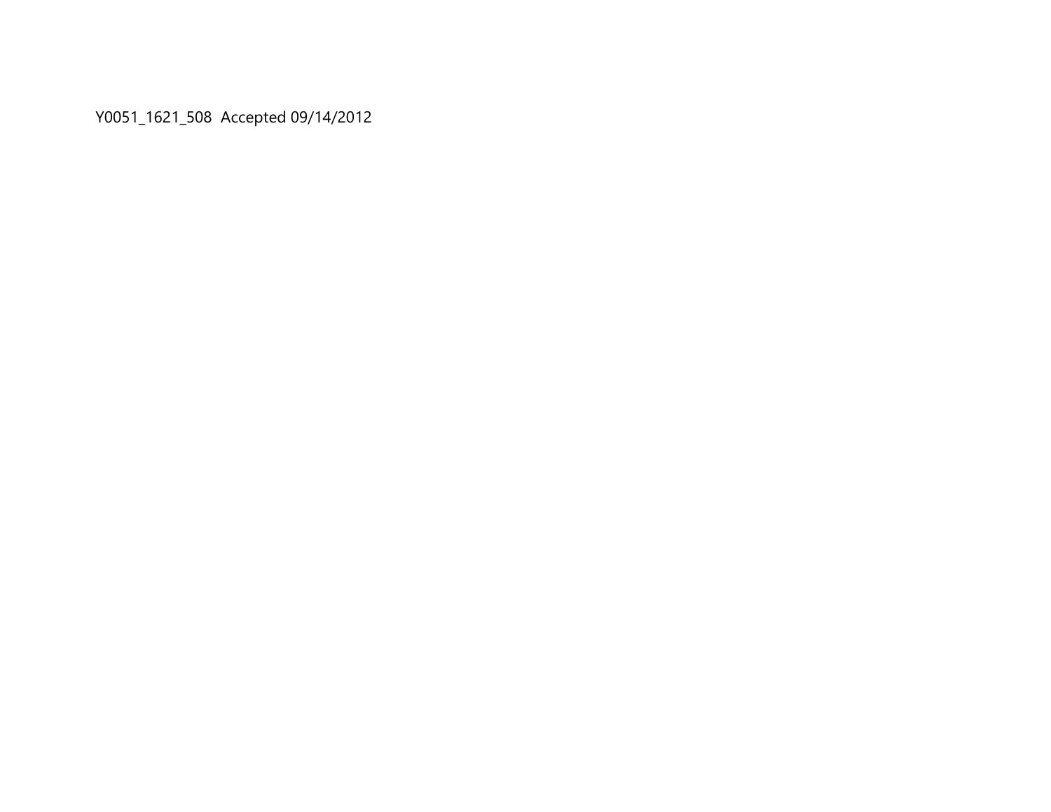Y0051_1621_508 Accepted 09/14/2012